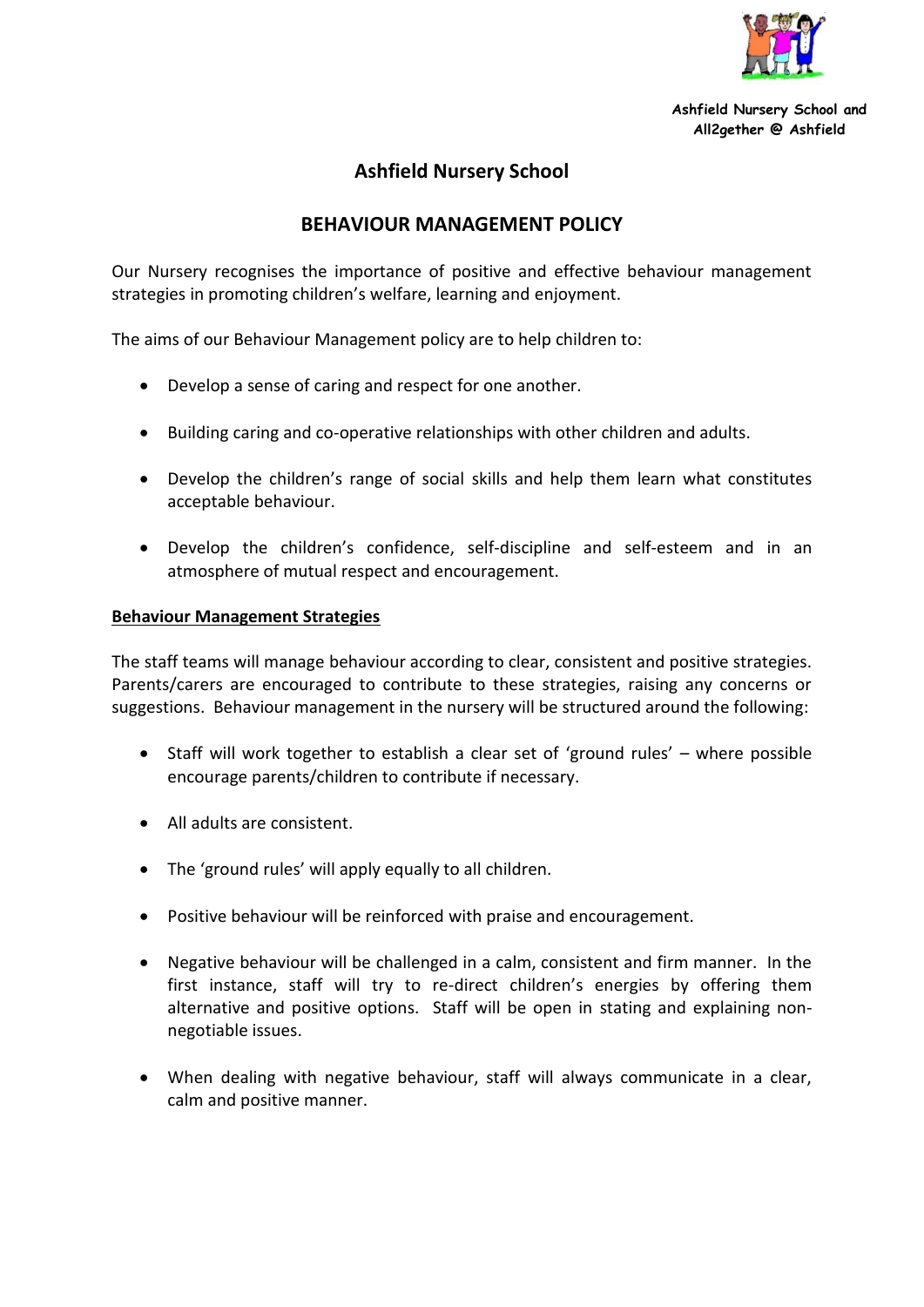Ashfield Nursery School and All2gether @ Ashfield

# Ashfield Nursery School

## BEHAVIOUR MANAGEMENT POLICY

Our Nursery recognises the importance of positive and effective behaviour management strategies in promoting children's welfare, learning and enjoyment.

The aims of our Behaviour Management policy are to help children to:

- Develop a sense of caring and respect for one another.
- Building caring and co-operative relationships with other children and adults.
- Develop the children's range of social skills and help them learn what constitutes acceptable behaviour.
- Develop the children's confidence, self-discipline and self-esteem and in an atmosphere of mutual respect and encouragement.

**<u>Behaviour Management Strategies</u>**

The staff teams will manage behaviour according to clear, consistent and positive strategies. Parents/carers are encouraged to contribute to these strategies, raising any concerns or suggestions. Behaviour management in the nursery will be structured around the following:

- Staff will work together to establish a clear set of 'ground rules' – where possible encourage parents/children to contribute if necessary.
- All adults are consistent.
- The 'ground rules' will apply equally to all children.
- Positive behaviour will be reinforced with praise and encouragement.
- Negative behaviour will be challenged in a calm, consistent and firm manner. In the first instance, staff will try to re-direct children's energies by offering them alternative and positive options. Staff will be open in stating and explaining non-negotiable issues.
- When dealing with negative behaviour, staff will always communicate in a clear, calm and positive manner.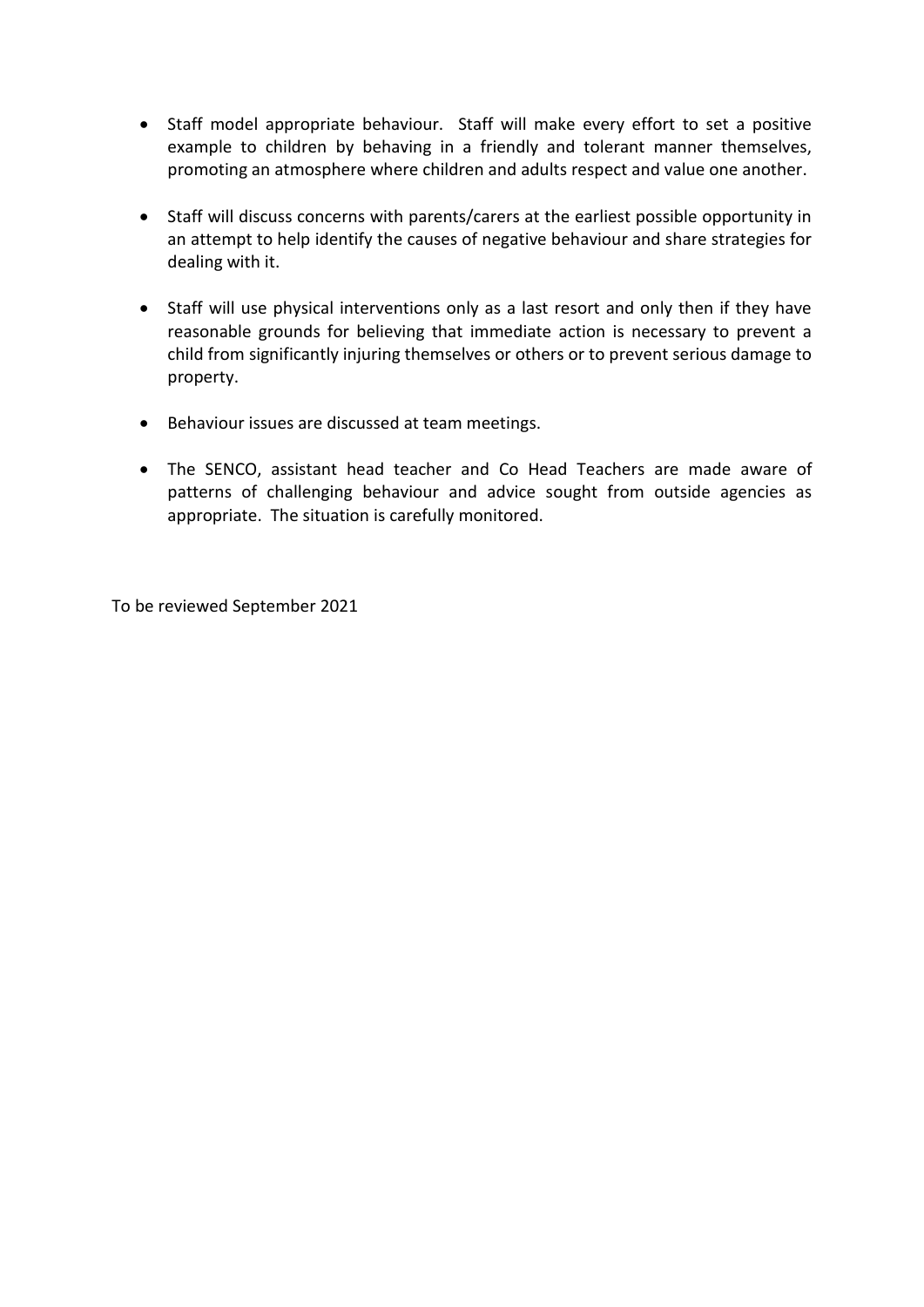- Staff model appropriate behaviour. Staff will make every effort to set a positive example to children by behaving in a friendly and tolerant manner themselves, promoting an atmosphere where children and adults respect and value one another.

- Staff will discuss concerns with parents/carers at the earliest possible opportunity in an attempt to help identify the causes of negative behaviour and share strategies for dealing with it.

- Staff will use physical interventions only as a last resort and only then if they have reasonable grounds for believing that immediate action is necessary to prevent a child from significantly injuring themselves or others or to prevent serious damage to property.

- Behaviour issues are discussed at team meetings.

- The SENCO, assistant head teacher and Co Head Teachers are made aware of patterns of challenging behaviour and advice sought from outside agencies as appropriate. The situation is carefully monitored.

To be reviewed September 2021